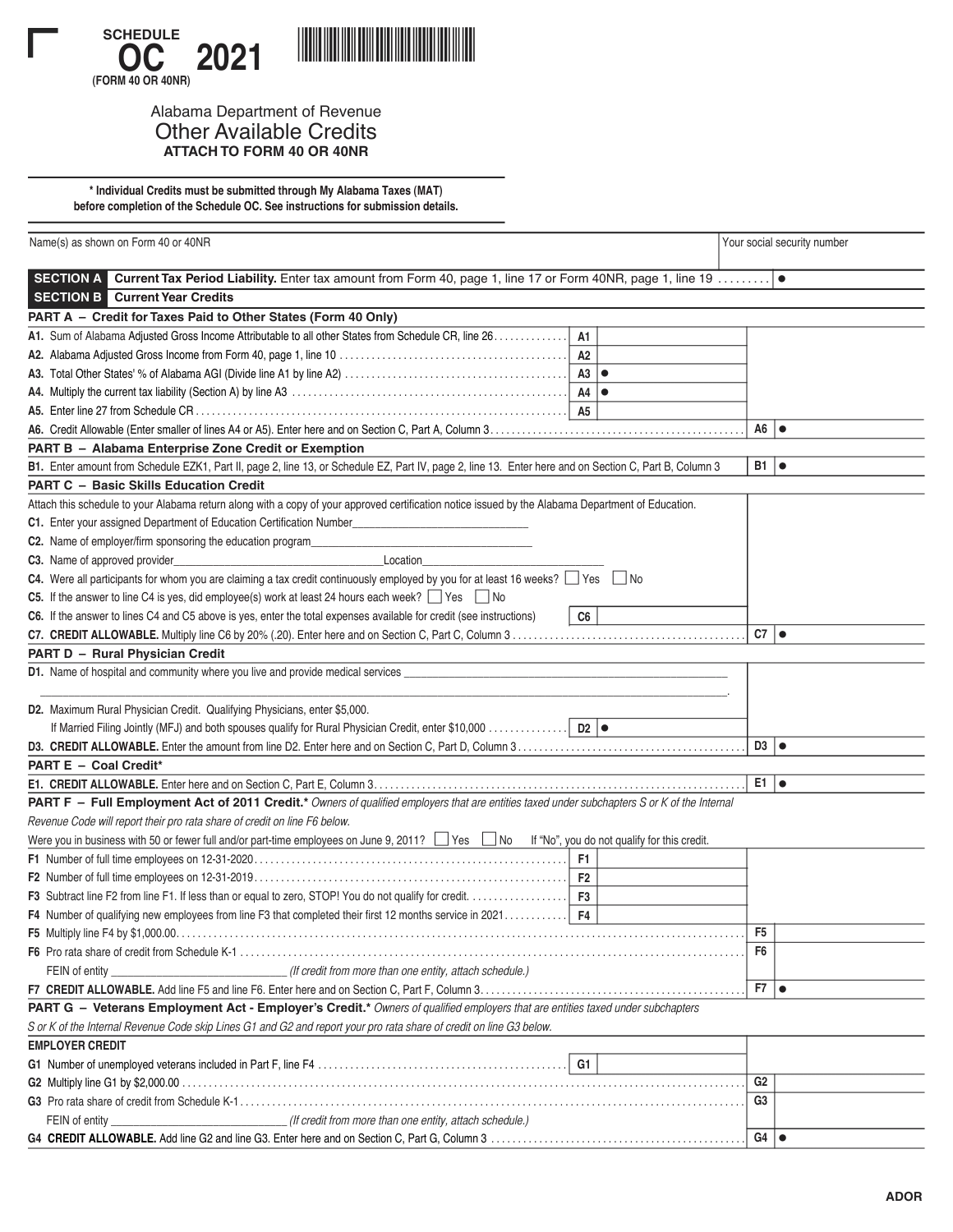**SCHEDULE**

# OC 2021

**(FORM 40 OR 40NR)**

Alabama Department of Revenue

## Other Available Credits

**ATTACH TO FORM 40 OR 40NR**

**\* Individual Credits must be submitted through My Alabama Taxes (MAT) before completion of the Schedule OC. See instructions for submission details.**

| Name(s) as shown on Form 40 or 40NR | Your social security number |
|---|---|
| | |

**SECTION A** **Current Tax Period Liability.** Enter tax amount from Form 40, page 1, line 17 or Form 40NR, page 1, line 19 ......... ●

**SECTION B** **Current Year Credits**

### PART A – Credit for Taxes Paid to Other States (Form 40 Only)

| Line | Description | | | | |
|---|---|---|---|---|---|
| A1. | Sum of Alabama Adjusted Gross Income Attributable to all other States from Schedule CR, line 26 | A1 | | | |
| A2. | Alabama Adjusted Gross Income from Form 40, page 1, line 10 | A2 | | | |
| A3. | Total Other States' % of Alabama AGI (Divide line A1 by line A2) | A3 | ● | | |
| A4. | Multiply the current tax liability (Section A) by line A3 | A4 | ● | | |
| A5. | Enter line 27 from Schedule CR | A5 | | | |
| A6. | Credit Allowable (Enter smaller of lines A4 or A5). Enter here and on Section C, Part A, Column 3 | | | A6 | ● |

### PART B – Alabama Enterprise Zone Credit or Exemption

| Line | Description | | |
|---|---|---|---|
| B1. | Enter amount from Schedule EZK1, Part II, page 2, line 13, or Schedule EZ, Part IV, page 2, line 13. Enter here and on Section C, Part B, Column 3 | B1 | ● |

### PART C – Basic Skills Education Credit

Attach this schedule to your Alabama return along with a copy of your approved certification notice issued by the Alabama Department of Education.

**C1.** Enter your assigned Department of Education Certification Number______________________________

**C2.** Name of employer/firm sponsoring the education program____________________________________

**C3.** Name of approved provider__________________________________Location_______________________

**C4.** Were all participants for whom you are claiming a tax credit continuously employed by you for at least 16 weeks? ☐ Yes ☐ No

**C5.** If the answer to line C4 is yes, did employee(s) work at least 24 hours each week? ☐ Yes ☐ No

| Line | Description | | | | |
|---|---|---|---|---|---|
| C6. | If the answer to lines C4 and C5 above is yes, enter the total expenses available for credit (see instructions) | C6 | | | |
| C7. | **CREDIT ALLOWABLE.** Multiply line C6 by 20% (.20). Enter here and on Section C, Part C, Column 3 | | | C7 | ● |

### PART D – Rural Physician Credit

**D1.** Name of hospital and community where you live and provide medical services ______________________________________________

_______________________________________________________________________________.

| Line | Description | | | | |
|---|---|---|---|---|---|
| D2. | Maximum Rural Physician Credit. Qualifying Physicians, enter $5,000. If Married Filing Jointly (MFJ) and both spouses qualify for Rural Physician Credit, enter $10,000 | D2 | ● | | |
| D3. | **CREDIT ALLOWABLE.** Enter the amount from line D2. Enter here and on Section C, Part D, Column 3 | | | D3 | ● |

### PART E – Coal Credit*

| Line | Description | | |
|---|---|---|---|
| E1. | **CREDIT ALLOWABLE.** Enter here and on Section C, Part E, Column 3 | E1 | ● |

### PART F – Full Employment Act of 2011 Credit.*

*Owners of qualified employers that are entities taxed under subchapters S or K of the Internal Revenue Code will report their pro rata share of credit on line F6 below.*

Were you in business with 50 or fewer full and/or part-time employees on June 9, 2011? ☐ Yes ☐ No If "No", you do not qualify for this credit.

| Line | Description | | | | |
|---|---|---|---|---|---|
| F1 | Number of full time employees on 12-31-2020 | F1 | | | |
| F2 | Number of full time employees on 12-31-2019 | F2 | | | |
| F3 | Subtract line F2 from line F1. If less than or equal to zero, STOP! You do not qualify for credit. | F3 | | | |
| F4 | Number of qualifying new employees from line F3 that completed their first 12 months service in 2021 | F4 | | | |
| F5 | Multiply line F4 by $1,000.00 | | | F5 | |
| F6 | Pro rata share of credit from Schedule K-1<br>FEIN of entity ____________________________ *(If credit from more than one entity, attach schedule.)* | | | F6 | |
| F7 | **CREDIT ALLOWABLE.** Add line F5 and line F6. Enter here and on Section C, Part F, Column 3 | | | F7 | ● |

### PART G – Veterans Employment Act - Employer's Credit.*

*Owners of qualified employers that are entities taxed under subchapters S or K of the Internal Revenue Code skip Lines G1 and G2 and report your pro rata share of credit on line G3 below.*

**EMPLOYER CREDIT**

| Line | Description | | | | |
|---|---|---|---|---|---|
| G1 | Number of unemployed veterans included in Part F, line F4 | G1 | | | |
| G2 | Multiply line G1 by $2,000.00 | | | G2 | |
| G3 | Pro rata share of credit from Schedule K-1<br>FEIN of entity ____________________________ *(If credit from more than one entity, attach schedule.)* | | | G3 | |
| G4 | **CREDIT ALLOWABLE.** Add line G2 and line G3. Enter here and on Section C, Part G, Column 3 | | | G4 | ● |

ADOR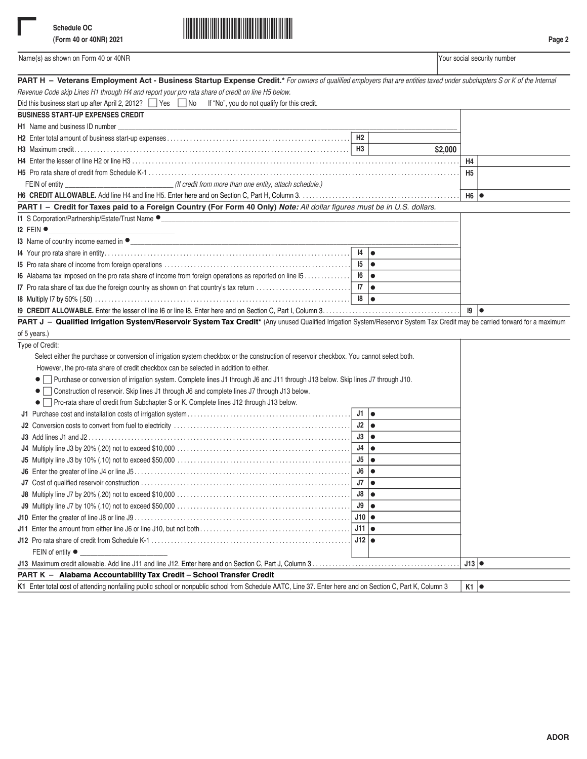Schedule OC
(Form 40 or 40NR) 2021

Name(s) as shown on Form 40 or 40NR | Your social security number

## PART H – Veterans Employment Act - Business Startup Expense Credit.*

*For owners of qualified employers that are entities taxed under subchapters S or K of the Internal Revenue Code skip Lines H1 through H4 and report your pro rata share of credit on line H5 below.*

Did this business start up after April 2, 2012? ☐ Yes ☐ No  If "No", you do not qualify for this credit.

**BUSINESS START-UP EXPENSES CREDIT**

| Line | Description | | | | |
|---|---|---|---|---|---|
| H1 | Name and business ID number | | | | |
| H2 | Enter total amount of business start-up expenses | H2 | | | |
| H3 | Maximum credit | H3 | $2,000 | | |
| H4 | Enter the lesser of line H2 or line H3 | | | H4 | |
| H5 | Pro rata share of credit from Schedule K-1 | | | H5 | |
| | FEIN of entity ____ *(If credit from more than one entity, attach schedule.)* | | | | |
| H6 | **CREDIT ALLOWABLE.** Add line H4 and line H5. Enter here and on Section C, Part H, Column 3 | | | H6 | ● |

## PART I – Credit for Taxes paid to a Foreign Country (For Form 40 Only) *Note: All dollar figures must be in U.S. dollars.*

| Line | Description | | | | |
|---|---|---|---|---|---|
| I1 | S Corporation/Partnership/Estate/Trust Name ● | | | | |
| I2 | FEIN ● | | | | |
| I3 | Name of country income earned in ● | | | | |
| I4 | Your pro rata share in entity | I4 | ● | | |
| I5 | Pro rata share of income from foreign operations | I5 | ● | | |
| I6 | Alabama tax imposed on the pro rata share of income from foreign operations as reported on line I5 | I6 | ● | | |
| I7 | Pro rata share of tax due the foreign country as shown on that country's tax return | I7 | ● | | |
| I8 | Multiply I7 by 50% (.50) | I8 | ● | | |
| I9 | **CREDIT ALLOWABLE.** Enter the lesser of line I6 or line I8. Enter here and on Section C, Part I, Column 3 | | | I9 | ● |

## PART J – Qualified Irrigation System/Reservoir System Tax Credit*

(Any unused Qualified Irrigation System/Reservoir System Tax Credit may be carried forward for a maximum of 5 years.)

Type of Credit:

Select either the purchase or conversion of irrigation system checkbox or the construction of reservoir checkbox. You cannot select both. However, the pro-rata share of credit checkbox can be selected in addition to either.

- ● ☐ Purchase or conversion of irrigation system. Complete lines J1 through J6 and J11 through J13 below. Skip lines J7 through J10.
- ● ☐ Construction of reservoir. Skip lines J1 through J6 and complete lines J7 through J13 below.
- ● ☐ Pro-rata share of credit from Subchapter S or K. Complete lines J12 through J13 below.

| Line | Description | | | | |
|---|---|---|---|---|---|
| J1 | Purchase cost and installation costs of irrigation system | J1 | ● | | |
| J2 | Conversion costs to convert from fuel to electricity | J2 | ● | | |
| J3 | Add lines J1 and J2 | J3 | ● | | |
| J4 | Multiply line J3 by 20% (.20) not to exceed $10,000 | J4 | ● | | |
| J5 | Multiply line J3 by 10% (.10) not to exceed $50,000 | J5 | ● | | |
| J6 | Enter the greater of line J4 or line J5 | J6 | ● | | |
| J7 | Cost of qualified reservoir construction | J7 | ● | | |
| J8 | Multiply line J7 by 20% (.20) not to exceed $10,000 | J8 | ● | | |
| J9 | Multiply line J7 by 10% (.10) not to exceed $50,000 | J9 | ● | | |
| J10 | Enter the greater of line J8 or line J9 | J10 | ● | | |
| J11 | Enter the amount from either line J6 or line J10, but not both | J11 | ● | | |
| J12 | Pro rata share of credit from Schedule K-1 | J12 | ● | | |
| | FEIN of entity ● | | | | |
| J13 | Maximum credit allowable. Add line J11 and line J12. Enter here and on Section C, Part J, Column 3 | | | J13 | ● |

## PART K – Alabama Accountability Tax Credit – School Transfer Credit

| Line | Description | | |
|---|---|---|---|
| K1 | Enter total cost of attending nonfailing public school or nonpublic school from Schedule AATC, Line 37. Enter here and on Section C, Part K, Column 3 | K1 | ● |

ADOR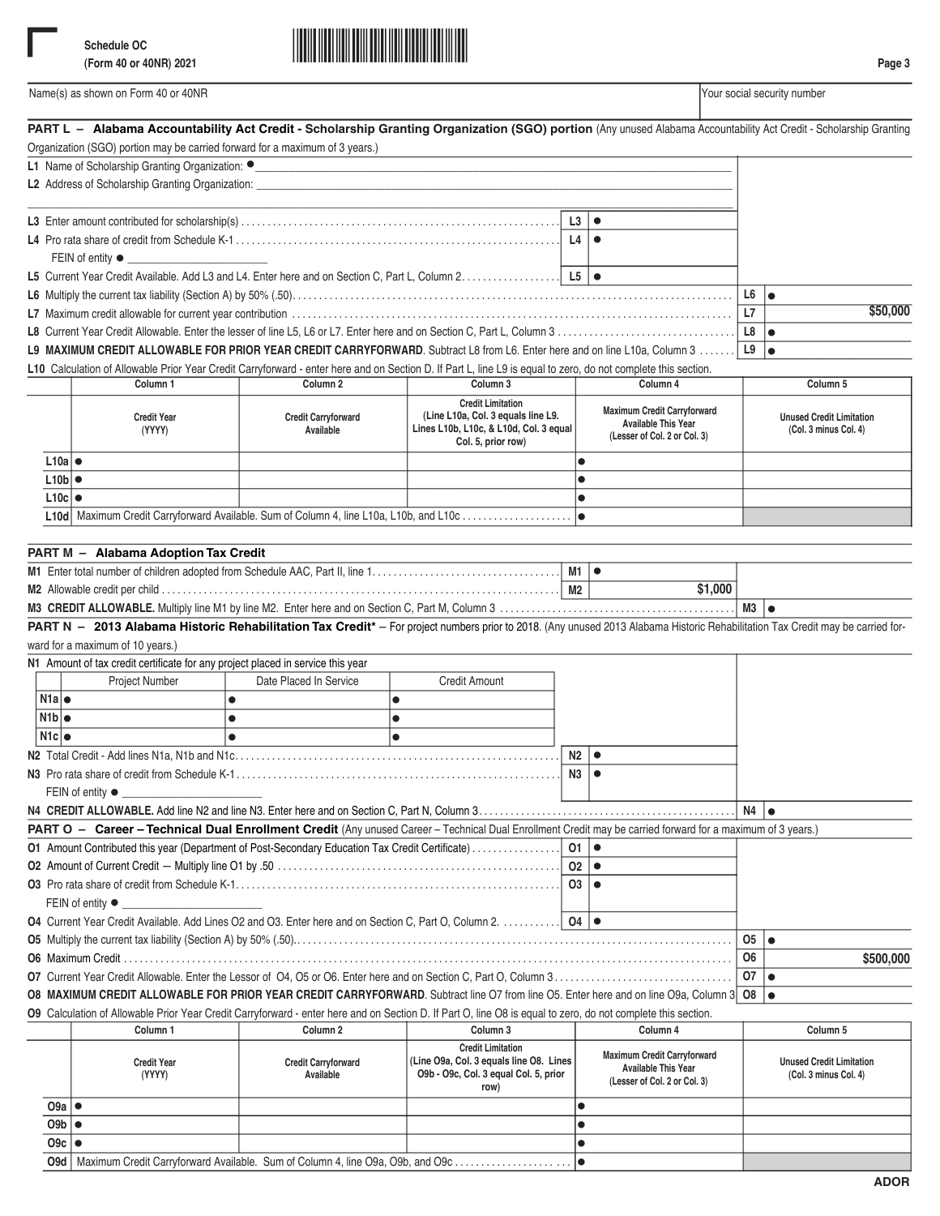Schedule OC
(Form 40 or 40NR) 2021

Page 3

Name(s) as shown on Form 40 or 40NR | Your social security number

## PART L – Alabama Accountability Act Credit - Scholarship Granting Organization (SGO) portion

(Any unused Alabama Accountability Act Credit - Scholarship Granting Organization (SGO) portion may be carried forward for a maximum of 3 years.)

L1 Name of Scholarship Granting Organization: ● ____________________

L2 Address of Scholarship Granting Organization: ____________________

| | | |
|---|---|---|
| L3 Enter amount contributed for scholarship(s) | L3 | ● |
| L4 Pro rata share of credit from Schedule K-1 FEIN of entity ● ____________ | L4 | ● |
| L5 Current Year Credit Available. Add L3 and L4. Enter here and on Section C, Part L, Column 2 | L5 | ● |
| L6 Multiply the current tax liability (Section A) by 50% (.50) | L6 | ● |
| L7 Maximum credit allowable for current year contribution | L7 | $50,000 |
| L8 Current Year Credit Allowable. Enter the lesser of line L5, L6 or L7. Enter here and on Section C, Part L, Column 3 | L8 | ● |
| **L9 MAXIMUM CREDIT ALLOWABLE FOR PRIOR YEAR CREDIT CARRYFORWARD**. Subtract L8 from L6. Enter here and on line L10a, Column 3 | L9 | ● |

L10 Calculation of Allowable Prior Year Credit Carryforward - enter here and on Section D. If Part L, line L9 is equal to zero, do not complete this section.

| | Column 1 | Column 2 | Column 3 | Column 4 | Column 5 |
|---|---|---|---|---|---|
| | Credit Year (YYYY) | Credit Carryforward Available | Credit Limitation (Line L10a, Col. 3 equals line L9. Lines L10b, L10c, & L10d, Col. 3 equal Col. 5, prior row) | Maximum Credit Carryforward Available This Year (Lesser of Col. 2 or Col. 3) | Unused Credit Limitation (Col. 3 minus Col. 4) |
| L10a | ● | | | ● | |
| L10b | ● | | | ● | |
| L10c | ● | | | ● | |
| L10d | Maximum Credit Carryforward Available. Sum of Column 4, line L10a, L10b, and L10c | | | ● | |

## PART M – Alabama Adoption Tax Credit

| | | |
|---|---|---|
| M1 Enter total number of children adopted from Schedule AAC, Part II, line 1 | M1 | ● |
| M2 Allowable credit per child | M2 | $1,000 |
| **M3 CREDIT ALLOWABLE.** Multiply line M1 by line M2. Enter here and on Section C, Part M, Column 3 | M3 | ● |

## PART N – 2013 Alabama Historic Rehabilitation Tax Credit*

– For project numbers prior to 2018. (Any unused 2013 Alabama Historic Rehabilitation Tax Credit may be carried forward for a maximum of 10 years.)

N1 Amount of tax credit certificate for any project placed in service this year

| | Project Number | Date Placed In Service | Credit Amount |
|---|---|---|---|
| N1a | ● | ● | ● |
| N1b | ● | ● | ● |
| N1c | ● | ● | ● |

| | | |
|---|---|---|
| N2 Total Credit - Add lines N1a, N1b and N1c | N2 | ● |
| N3 Pro rata share of credit from Schedule K-1 FEIN of entity ● ____________ | N3 | ● |
| **N4 CREDIT ALLOWABLE.** Add line N2 and line N3. Enter here and on Section C, Part N, Column 3 | N4 | ● |

## PART O – Career – Technical Dual Enrollment Credit

(Any unused Career – Technical Dual Enrollment Credit may be carried forward for a maximum of 3 years.)

| | | |
|---|---|---|
| O1 Amount Contributed this year (Department of Post-Secondary Education Tax Credit Certificate) | O1 | ● |
| O2 Amount of Current Credit — Multiply line O1 by .50 | O2 | ● |
| O3 Pro rata share of credit from Schedule K-1 FEIN of entity ● ____________ | O3 | ● |
| O4 Current Year Credit Available. Add Lines O2 and O3. Enter here and on Section C, Part O, Column 2. | O4 | ● |
| O5 Multiply the current tax liability (Section A) by 50% (.50). | O5 | ● |
| O6 Maximum Credit | O6 | $500,000 |
| O7 Current Year Credit Allowable. Enter the Lessor of O4, O5 or O6. Enter here and on Section C, Part O, Column 3 | O7 | ● |
| **O8 MAXIMUM CREDIT ALLOWABLE FOR PRIOR YEAR CREDIT CARRYFORWARD**. Subtract line O7 from line O5. Enter here and on line O9a, Column 3 | O8 | ● |

O9 Calculation of Allowable Prior Year Credit Carryforward - enter here and on Section D. If Part O, line O8 is equal to zero, do not complete this section.

| | Column 1 | Column 2 | Column 3 | Column 4 | Column 5 |
|---|---|---|---|---|---|
| | Credit Year (YYYY) | Credit Carryforward Available | Credit Limitation (Line O9a, Col. 3 equals line O8. Lines O9b - O9c, Col. 3 equal Col. 5, prior row) | Maximum Credit Carryforward Available This Year (Lesser of Col. 2 or Col. 3) | Unused Credit Limitation (Col. 3 minus Col. 4) |
| O9a | ● | | | ● | |
| O9b | ● | | | ● | |
| O9c | ● | | | ● | |
| O9d | Maximum Credit Carryforward Available. Sum of Column 4, line O9a, O9b, and O9c | | | ● | |

ADOR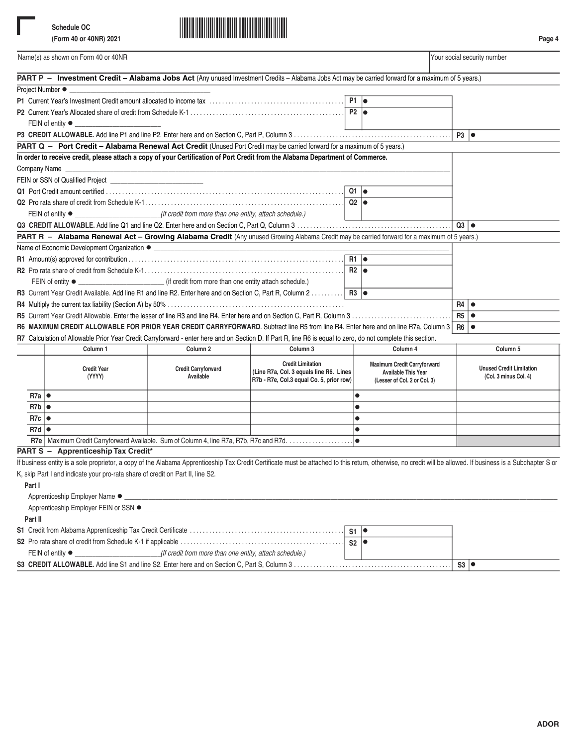Schedule OC
(Form 40 or 40NR) 2021

Name(s) as shown on Form 40 or 40NR | Your social security number

**PART P – Investment Credit – Alabama Jobs Act** (Any unused Investment Credits – Alabama Jobs Act may be carried forward for a maximum of 5 years.)

Project Number ● ______________________

**P1** Current Year's Investment Credit amount allocated to income tax . . . . . . . . . . . . **P1** ●

**P2** Current Year's Allocated share of credit from Schedule K-1 . . . . . . . . . . . . **P2** ●

FEIN of entity ● ______________________

**P3 CREDIT ALLOWABLE.** Add line P1 and line P2. Enter here and on Section C, Part P, Column 3 . . . . . . . . . . . . **P3** ●

**PART Q – Port Credit – Alabama Renewal Act Credit** (Unused Port Credit may be carried forward for a maximum of 5 years.)

**In order to receive credit, please attach a copy of your Certification of Port Credit from the Alabama Department of Commerce.**

Company Name ______________________

FEIN or SSN of Qualified Project ______________________

**Q1** Port Credit amount certified . . . . . . . . . . . . **Q1** ●

**Q2** Pro rata share of credit from Schedule K-1 . . . . . . . . . . . . **Q2** ●

FEIN of entity ● ______________________ *(If credit from more than one entity, attach schedule.)*

**Q3 CREDIT ALLOWABLE.** Add line Q1 and line Q2. Enter here and on Section C, Part Q, Column 3 . . . . . . . . . . . . **Q3** ●

**PART R – Alabama Renewal Act – Growing Alabama Credit** (Any unused Growing Alabama Credit may be carried forward for a maximum of 5 years.)

Name of Economic Development Organization ● ______________________

**R1** Amount(s) approved for contribution . . . . . . . . . . . . **R1** ●

**R2** Pro rata share of credit from Schedule K-1 . . . . . . . . . . . . **R2** ●

FEIN of entity ● ______________________ (if credit from more than one entity attach schedule.)

**R3** Current Year Credit Available. Add line R1 and line R2. Enter here and on Section C, Part R, Column 2 . . . . . . . . . . **R3** ●

**R4** Multiply the current tax liability (Section A) by 50% . . . . . . . . . . . . **R4** ●

**R5** Current Year Credit Allowable. Enter the lesser of line R3 and line R4. Enter here and on Section C, Part R, Column 3 . . . . . . . . . . . . **R5** ●

**R6 MAXIMUM CREDIT ALLOWABLE FOR PRIOR YEAR CREDIT CARRYFORWARD**. Subtract line R5 from line R4. Enter here and on line R7a, Column 3 **R6** ●

**R7** Calculation of Allowable Prior Year Credit Carryforward - enter here and on Section D. If Part R, line R6 is equal to zero, do not complete this section.

| | Column 1 | Column 2 | Column 3 | Column 4 | Column 5 |
|---|---|---|---|---|---|
| | Credit Year (YYYY) | Credit Carryforward Available | Credit Limitation (Line R7a, Col. 3 equals line R6. Lines R7b - R7e, Col.3 equal Co. 5, prior row) | Maximum Credit Carryforward Available This Year (Lesser of Col. 2 or Col. 3) | Unused Credit Limitation (Col. 3 minus Col. 4) |
| R7a | ● | | | ● | |
| R7b | ● | | | ● | |
| R7c | ● | | | ● | |
| R7d | ● | | | ● | |
| R7e | Maximum Credit Carryforward Available. Sum of Column 4, line R7a, R7b, R7c and R7d. | | | ● | |

**PART S – Apprenticeship Tax Credit***

If business entity is a sole proprietor, a copy of the Alabama Apprenticeship Tax Credit Certificate must be attached to this return, otherwise, no credit will be allowed. If business is a Subchapter S or K, skip Part I and indicate your pro-rata share of credit on Part II, line S2.

**Part I**

Apprenticeship Employer Name ● ______________________

Apprenticeship Employer FEIN or SSN ● ______________________

**Part II**

**S1** Credit from Alabama Apprenticeship Tax Credit Certificate . . . . . . . . . . . . **S1** ●

**S2** Pro rata share of credit from Schedule K-1 if applicable . . . . . . . . . . . . **S2** ●

FEIN of entity ● ______________________ *(If credit from more than one entity, attach schedule.)*

**S3 CREDIT ALLOWABLE.** Add line S1 and line S2. Enter here and on Section C, Part S, Column 3 . . . . . . . . . . . . **S3** ●

ADOR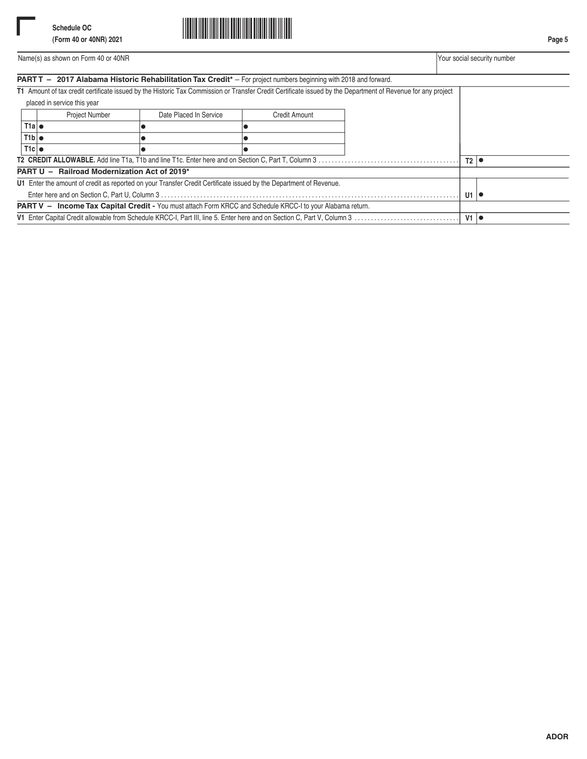Schedule OC
(Form 40 or 40NR) 2021

| Name(s) as shown on Form 40 or 40NR | Your social security number |
|---|---|
| | |

**PART T – 2017 Alabama Historic Rehabilitation Tax Credit*** – For project numbers beginning with 2018 and forward.

**T1** Amount of tax credit certificate issued by the Historic Tax Commission or Transfer Credit Certificate issued by the Department of Revenue for any project placed in service this year

| | Project Number | Date Placed In Service | Credit Amount |
|---|---|---|---|
| T1a | ● | ● | ● |
| T1b | ● | ● | ● |
| T1c | ● | ● | ● |

**T2 CREDIT ALLOWABLE.** Add line T1a, T1b and line T1c. Enter here and on Section C, Part T, Column 3 .......... **T2** ●

**PART U – Railroad Modernization Act of 2019***

**U1** Enter the amount of credit as reported on your Transfer Credit Certificate issued by the Department of Revenue. Enter here and on Section C, Part U, Column 3 .......... **U1** ●

**PART V – Income Tax Capital Credit -** You must attach Form KRCC and Schedule KRCC-I to your Alabama return.

**V1** Enter Capital Credit allowable from Schedule KRCC-I, Part III, line 5. Enter here and on Section C, Part V, Column 3 .......... **V1** ●

ADOR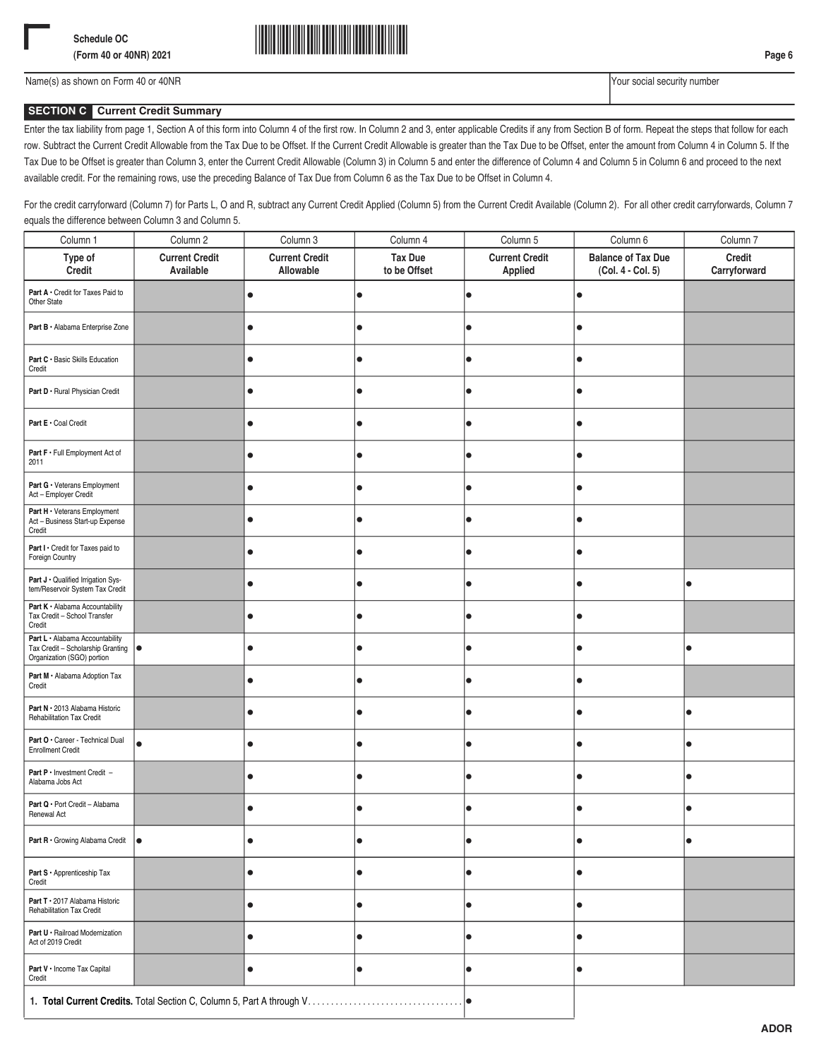Schedule OC
(Form 40 or 40NR) 2021

Name(s) as shown on Form 40 or 40NR | Your social security number

## SECTION C Current Credit Summary

Enter the tax liability from page 1, Section A of this form into Column 4 of the first row. In Column 2 and 3, enter applicable Credits if any from Section B of form. Repeat the steps that follow for each row. Subtract the Current Credit Allowable from the Tax Due to be Offset. If the Current Credit Allowable is greater than the Tax Due to be Offset, enter the amount from Column 4 in Column 5. If the Tax Due to be Offset is greater than Column 3, enter the Current Credit Allowable (Column 3) in Column 5 and enter the difference of Column 4 and Column 5 in Column 6 and proceed to the next available credit. For the remaining rows, use the preceding Balance of Tax Due from Column 6 as the Tax Due to be Offset in Column 4.

For the credit carryforward (Column 7) for Parts L, O and R, subtract any Current Credit Applied (Column 5) from the Current Credit Available (Column 2). For all other credit carryforwards, Column 7 equals the difference between Column 3 and Column 5.

| Column 1<br>Type of Credit | Column 2<br>Current Credit Available | Column 3<br>Current Credit Allowable | Column 4<br>Tax Due to be Offset | Column 5<br>Current Credit Applied | Column 6<br>Balance of Tax Due (Col. 4 - Col. 5) | Column 7<br>Credit Carryforward |
|---|---|---|---|---|---|---|
| Part A • Credit for Taxes Paid to Other State | | • | • | • | • | |
| Part B • Alabama Enterprise Zone | | • | • | • | • | |
| Part C • Basic Skills Education Credit | | • | • | • | • | |
| Part D • Rural Physician Credit | | • | • | • | • | |
| Part E • Coal Credit | | • | • | • | • | |
| Part F • Full Employment Act of 2011 | | • | • | • | • | |
| Part G • Veterans Employment Act – Employer Credit | | • | • | • | • | |
| Part H • Veterans Employment Act – Business Start-up Expense Credit | | • | • | • | • | |
| Part I • Credit for Taxes paid to Foreign Country | | • | • | • | • | |
| Part J • Qualified Irrigation System/Reservoir System Tax Credit | | • | • | • | • | • |
| Part K • Alabama Accountability Tax Credit – School Transfer Credit | | • | • | • | • | |
| Part L • Alabama Accountability Tax Credit – Scholarship Granting Organization (SGO) portion | • | • | • | • | • | • |
| Part M • Alabama Adoption Tax Credit | | • | • | • | • | |
| Part N • 2013 Alabama Historic Rehabilitation Tax Credit | | • | • | • | • | • |
| Part O • Career - Technical Dual Enrollment Credit | • | • | • | • | • | • |
| Part P • Investment Credit – Alabama Jobs Act | | • | • | • | • | • |
| Part Q • Port Credit – Alabama Renewal Act | | • | • | • | • | • |
| Part R • Growing Alabama Credit | • | • | • | • | • | • |
| Part S • Apprenticeship Tax Credit | | • | • | • | • | |
| Part T • 2017 Alabama Historic Rehabilitation Tax Credit | | • | • | • | • | |
| Part U • Railroad Modernization Act of 2019 Credit | | • | • | • | • | |
| Part V • Income Tax Capital Credit | | • | • | • | • | |
| 1. **Total Current Credits.** Total Section C, Column 5, Part A through V. . . . . . . . . . . . . . . . . . . . . . . . . . . . . . . . . . | | | | • | | |

ADOR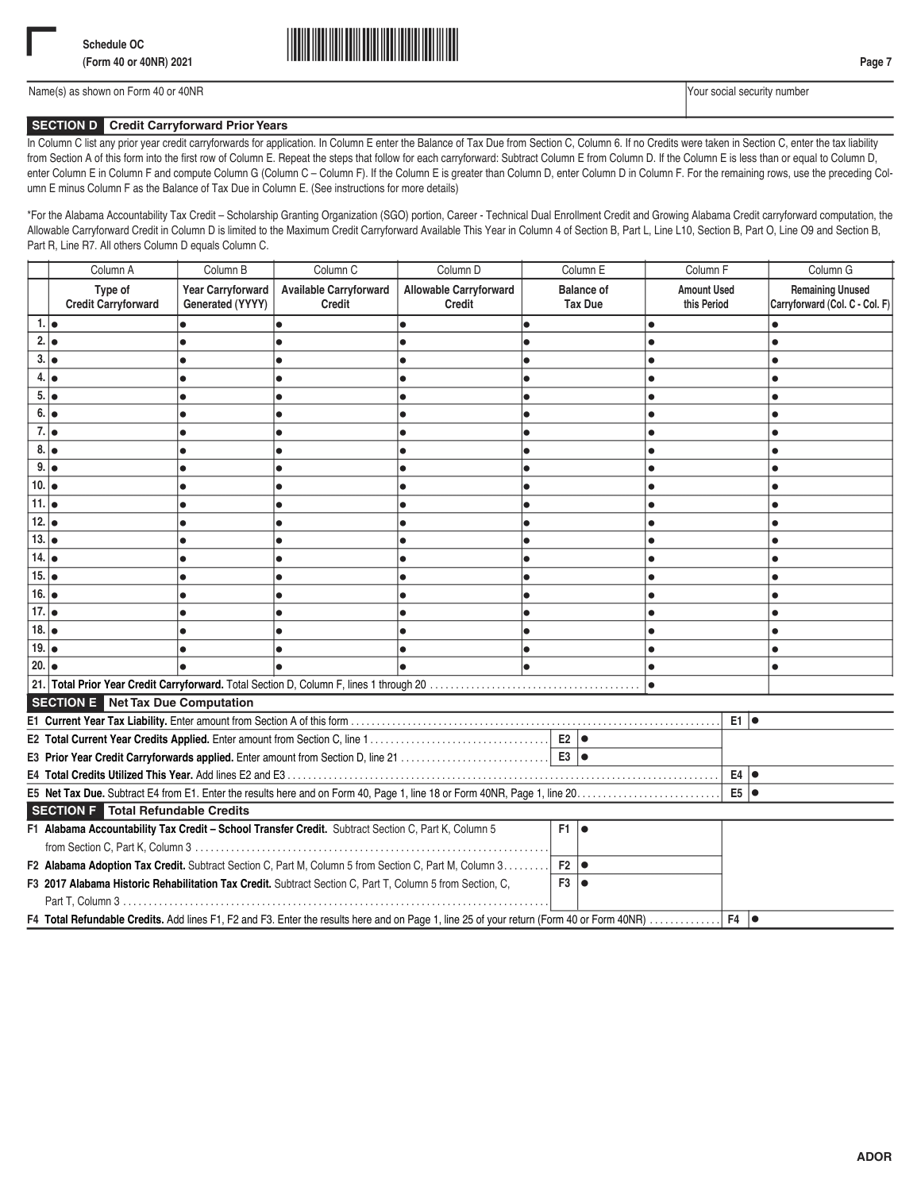Schedule OC
(Form 40 or 40NR) 2021

Name(s) as shown on Form 40 or 40NR | Your social security number

## SECTION D Credit Carryforward Prior Years

In Column C list any prior year credit carryforwards for application. In Column E enter the Balance of Tax Due from Section C, Column 6. If no Credits were taken in Section C, enter the tax liability from Section A of this form into the first row of Column E. Repeat the steps that follow for each carryforward: Subtract Column E from Column D. If the Column E is less than or equal to Column D, enter Column E in Column F and compute Column G (Column C – Column F). If the Column E is greater than Column D, enter Column D in Column F. For the remaining rows, use the preceding Column E minus Column F as the Balance of Tax Due in Column E. (See instructions for more details)

*For the Alabama Accountability Tax Credit – Scholarship Granting Organization (SGO) portion, Career - Technical Dual Enrollment Credit and Growing Alabama Credit carryforward computation, the Allowable Carryforward Credit in Column D is limited to the Maximum Credit Carryforward Available This Year in Column 4 of Section B, Part L, Line L10, Section B, Part O, Line O9 and Section B, Part R, Line R7. All others Column D equals Column C.

| | Column A | Column B | Column C | Column D | Column E | Column F | Column G |
|---|---|---|---|---|---|---|---|
| | Type of Credit Carryforward | Year Carryforward Generated (YYYY) | Available Carryforward Credit | Allowable Carryforward Credit | Balance of Tax Due | Amount Used this Period | Remaining Unused Carryforward (Col. C - Col. F) |
| 1. | • | • | • | • | • | • | • |
| 2. | • | • | • | • | • | • | • |
| 3. | • | • | • | • | • | • | • |
| 4. | • | • | • | • | • | • | • |
| 5. | • | • | • | • | • | • | • |
| 6. | • | • | • | • | • | • | • |
| 7. | • | • | • | • | • | • | • |
| 8. | • | • | • | • | • | • | • |
| 9. | • | • | • | • | • | • | • |
| 10. | • | • | • | • | • | • | • |
| 11. | • | • | • | • | • | • | • |
| 12. | • | • | • | • | • | • | • |
| 13. | • | • | • | • | • | • | • |
| 14. | • | • | • | • | • | • | • |
| 15. | • | • | • | • | • | • | • |
| 16. | • | • | • | • | • | • | • |
| 17. | • | • | • | • | • | • | • |
| 18. | • | • | • | • | • | • | • |
| 19. | • | • | • | • | • | • | • |
| 20. | • | • | • | • | • | • | • |
| 21. | **Total Prior Year Credit Carryforward.** Total Section D, Column F, lines 1 through 20 | | | | | • | |

## SECTION E Net Tax Due Computation

| Line | Description | | | | |
|---|---|---|---|---|---|
| E1 | **Current Year Tax Liability.** Enter amount from Section A of this form | | | E1 | • |
| E2 | **Total Current Year Credits Applied.** Enter amount from Section C, line 1 | E2 | • | | |
| E3 | **Prior Year Credit Carryforwards applied.** Enter amount from Section D, line 21 | E3 | • | | |
| E4 | **Total Credits Utilized This Year.** Add lines E2 and E3 | | | E4 | • |
| E5 | **Net Tax Due.** Subtract E4 from E1. Enter the results here and on Form 40, Page 1, line 18 or Form 40NR, Page 1, line 20 | | | E5 | • |

## SECTION F Total Refundable Credits

| Line | Description | | | | |
|---|---|---|---|---|---|
| F1 | **Alabama Accountability Tax Credit – School Transfer Credit.** Subtract Section C, Part K, Column 5 from Section C, Part K, Column 3 | F1 | • | | |
| F2 | **Alabama Adoption Tax Credit.** Subtract Section C, Part M, Column 5 from Section C, Part M, Column 3 | F2 | • | | |
| F3 | **2017 Alabama Historic Rehabilitation Tax Credit.** Subtract Section C, Part T, Column 5 from Section, C, Part T, Column 3 | F3 | • | | |
| F4 | **Total Refundable Credits.** Add lines F1, F2 and F3. Enter the results here and on Page 1, line 25 of your return (Form 40 or Form 40NR) | | | F4 | • |

ADOR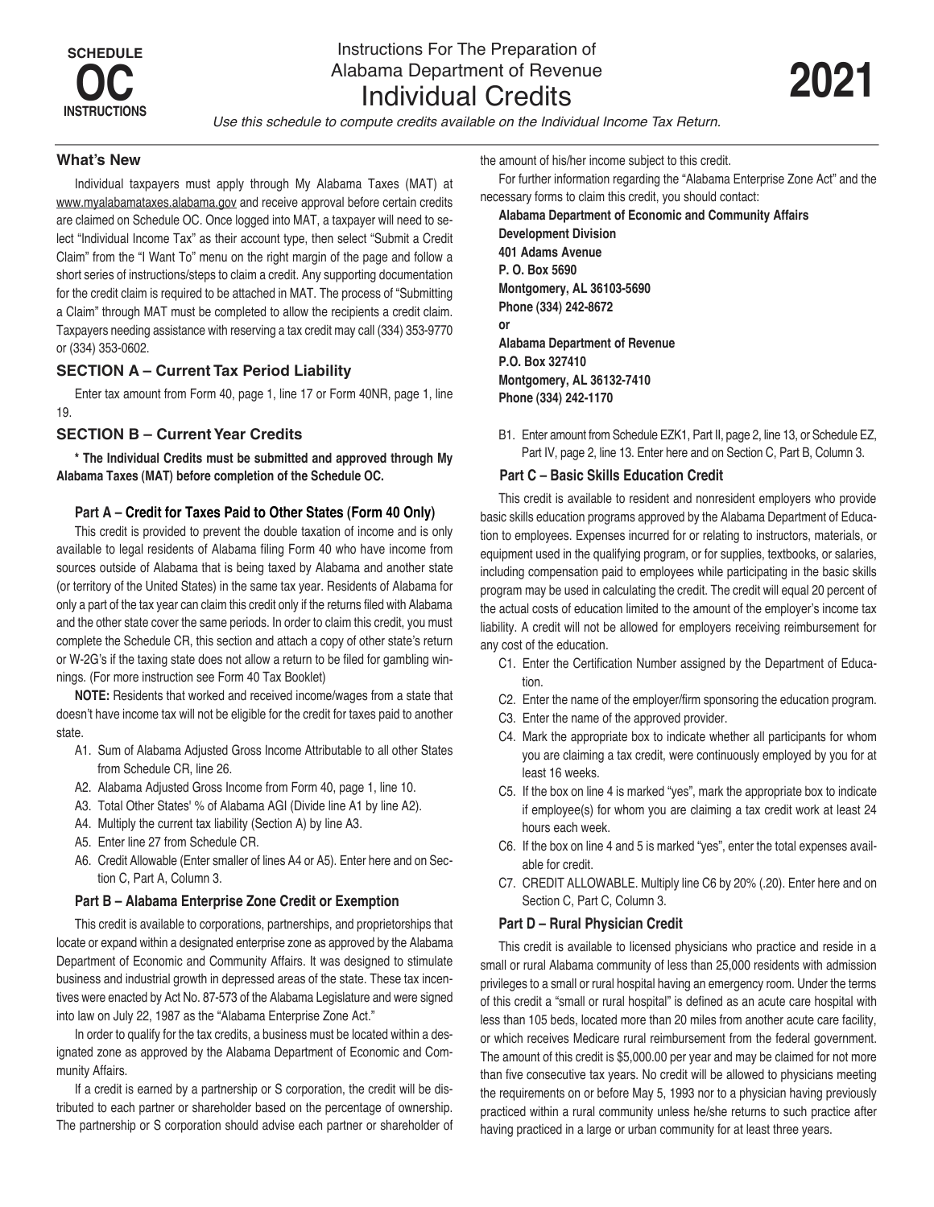# SCHEDULE OC INSTRUCTIONS

## Instructions For The Preparation of Alabama Department of Revenue Individual Credits

# 2021

*Use this schedule to compute credits available on the Individual Income Tax Return.*

### What's New

Individual taxpayers must apply through My Alabama Taxes (MAT) at www.myalabamataxes.alabama.gov and receive approval before certain credits are claimed on Schedule OC. Once logged into MAT, a taxpayer will need to select "Individual Income Tax" as their account type, then select "Submit a Credit Claim" from the "I Want To" menu on the right margin of the page and follow a short series of instructions/steps to claim a credit. Any supporting documentation for the credit claim is required to be attached in MAT. The process of "Submitting a Claim" through MAT must be completed to allow the recipients a credit claim. Taxpayers needing assistance with reserving a tax credit may call (334) 353-9770 or (334) 353-0602.

### SECTION A – Current Tax Period Liability

Enter tax amount from Form 40, page 1, line 17 or Form 40NR, page 1, line 19.

### SECTION B – Current Year Credits

**\* The Individual Credits must be submitted and approved through My Alabama Taxes (MAT) before completion of the Schedule OC.**

#### Part A – Credit for Taxes Paid to Other States (Form 40 Only)

This credit is provided to prevent the double taxation of income and is only available to legal residents of Alabama filing Form 40 who have income from sources outside of Alabama that is being taxed by Alabama and another state (or territory of the United States) in the same tax year. Residents of Alabama for only a part of the tax year can claim this credit only if the returns filed with Alabama and the other state cover the same periods. In order to claim this credit, you must complete the Schedule CR, this section and attach a copy of other state's return or W-2G's if the taxing state does not allow a return to be filed for gambling winnings. (For more instruction see Form 40 Tax Booklet)

**NOTE:** Residents that worked and received income/wages from a state that doesn't have income tax will not be eligible for the credit for taxes paid to another state.

- A1. Sum of Alabama Adjusted Gross Income Attributable to all other States from Schedule CR, line 26.
- A2. Alabama Adjusted Gross Income from Form 40, page 1, line 10.
- A3. Total Other States' % of Alabama AGI (Divide line A1 by line A2).
- A4. Multiply the current tax liability (Section A) by line A3.
- A5. Enter line 27 from Schedule CR.
- A6. Credit Allowable (Enter smaller of lines A4 or A5). Enter here and on Section C, Part A, Column 3.

#### Part B – Alabama Enterprise Zone Credit or Exemption

This credit is available to corporations, partnerships, and proprietorships that locate or expand within a designated enterprise zone as approved by the Alabama Department of Economic and Community Affairs. It was designed to stimulate business and industrial growth in depressed areas of the state. These tax incentives were enacted by Act No. 87-573 of the Alabama Legislature and were signed into law on July 22, 1987 as the "Alabama Enterprise Zone Act."

In order to qualify for the tax credits, a business must be located within a designated zone as approved by the Alabama Department of Economic and Community Affairs.

If a credit is earned by a partnership or S corporation, the credit will be distributed to each partner or shareholder based on the percentage of ownership. The partnership or S corporation should advise each partner or shareholder of the amount of his/her income subject to this credit.

For further information regarding the "Alabama Enterprise Zone Act" and the necessary forms to claim this credit, you should contact:

**Alabama Department of Economic and Community Affairs**
**Development Division**
**401 Adams Avenue**
**P. O. Box 5690**
**Montgomery, AL 36103-5690**
**Phone (334) 242-8672**
**or**
**Alabama Department of Revenue**
**P.O. Box 327410**
**Montgomery, AL 36132-7410**
**Phone (334) 242-1170**

- B1. Enter amount from Schedule EZK1, Part II, page 2, line 13, or Schedule EZ, Part IV, page 2, line 13. Enter here and on Section C, Part B, Column 3.

#### Part C – Basic Skills Education Credit

This credit is available to resident and nonresident employers who provide basic skills education programs approved by the Alabama Department of Education to employees. Expenses incurred for or relating to instructors, materials, or equipment used in the qualifying program, or for supplies, textbooks, or salaries, including compensation paid to employees while participating in the basic skills program may be used in calculating the credit. The credit will equal 20 percent of the actual costs of education limited to the amount of the employer's income tax liability. A credit will not be allowed for employers receiving reimbursement for any cost of the education.

- C1. Enter the Certification Number assigned by the Department of Education.
- C2. Enter the name of the employer/firm sponsoring the education program.
- C3. Enter the name of the approved provider.
- C4. Mark the appropriate box to indicate whether all participants for whom you are claiming a tax credit, were continuously employed by you for at least 16 weeks.
- C5. If the box on line 4 is marked "yes", mark the appropriate box to indicate if employee(s) for whom you are claiming a tax credit work at least 24 hours each week.
- C6. If the box on line 4 and 5 is marked "yes", enter the total expenses available for credit.
- C7. CREDIT ALLOWABLE. Multiply line C6 by 20% (.20). Enter here and on Section C, Part C, Column 3.

#### Part D – Rural Physician Credit

This credit is available to licensed physicians who practice and reside in a small or rural Alabama community of less than 25,000 residents with admission privileges to a small or rural hospital having an emergency room. Under the terms of this credit a "small or rural hospital" is defined as an acute care hospital with less than 105 beds, located more than 20 miles from another acute care facility, or which receives Medicare rural reimbursement from the federal government. The amount of this credit is $5,000.00 per year and may be claimed for not more than five consecutive tax years. No credit will be allowed to physicians meeting the requirements on or before May 5, 1993 nor to a physician having previously practiced within a rural community unless he/she returns to such practice after having practiced in a large or urban community for at least three years.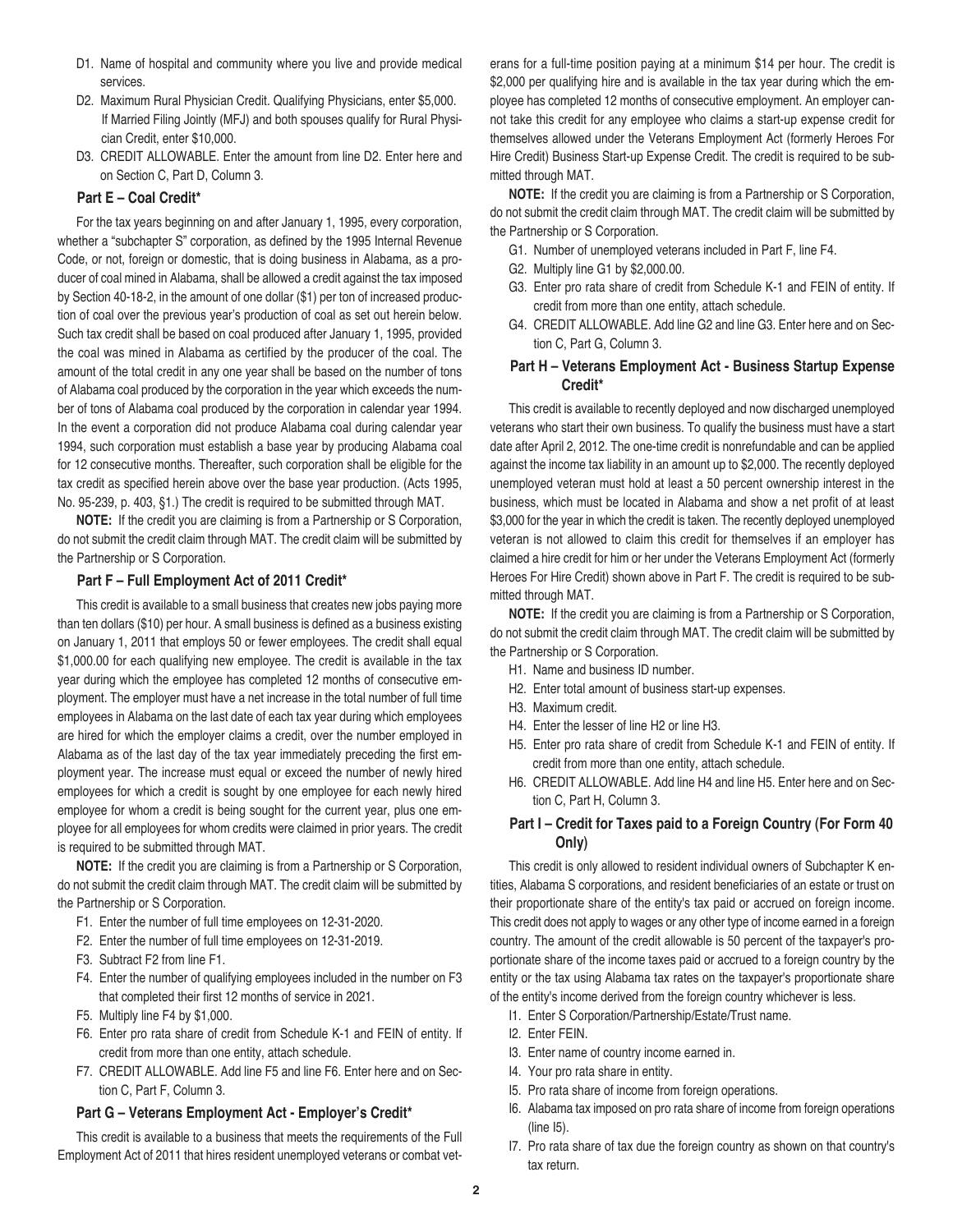D1. Name of hospital and community where you live and provide medical services.

D2. Maximum Rural Physician Credit. Qualifying Physicians, enter $5,000. If Married Filing Jointly (MFJ) and both spouses qualify for Rural Physician Credit, enter $10,000.

D3. CREDIT ALLOWABLE. Enter the amount from line D2. Enter here and on Section C, Part D, Column 3.

### Part E – Coal Credit*

For the tax years beginning on and after January 1, 1995, every corporation, whether a "subchapter S" corporation, as defined by the 1995 Internal Revenue Code, or not, foreign or domestic, that is doing business in Alabama, as a producer of coal mined in Alabama, shall be allowed a credit against the tax imposed by Section 40-18-2, in the amount of one dollar ($1) per ton of increased production of coal over the previous year's production of coal as set out herein below. Such tax credit shall be based on coal produced after January 1, 1995, provided the coal was mined in Alabama as certified by the producer of the coal. The amount of the total credit in any one year shall be based on the number of tons of Alabama coal produced by the corporation in the year which exceeds the number of tons of Alabama coal produced by the corporation in calendar year 1994. In the event a corporation did not produce Alabama coal during calendar year 1994, such corporation must establish a base year by producing Alabama coal for 12 consecutive months. Thereafter, such corporation shall be eligible for the tax credit as specified herein above over the base year production. (Acts 1995, No. 95-239, p. 403, §1.) The credit is required to be submitted through MAT.

**NOTE:** If the credit you are claiming is from a Partnership or S Corporation, do not submit the credit claim through MAT. The credit claim will be submitted by the Partnership or S Corporation.

### Part F – Full Employment Act of 2011 Credit*

This credit is available to a small business that creates new jobs paying more than ten dollars ($10) per hour. A small business is defined as a business existing on January 1, 2011 that employs 50 or fewer employees. The credit shall equal $1,000.00 for each qualifying new employee. The credit is available in the tax year during which the employee has completed 12 months of consecutive employment. The employer must have a net increase in the total number of full time employees in Alabama on the last date of each tax year during which employees are hired for which the employer claims a credit, over the number employed in Alabama as of the last day of the tax year immediately preceding the first employment year. The increase must equal or exceed the number of newly hired employees for which a credit is sought by one employee for each newly hired employee for whom a credit is being sought for the current year, plus one employee for all employees for whom credits were claimed in prior years. The credit is required to be submitted through MAT.

**NOTE:** If the credit you are claiming is from a Partnership or S Corporation, do not submit the credit claim through MAT. The credit claim will be submitted by the Partnership or S Corporation.

F1. Enter the number of full time employees on 12-31-2020.

F2. Enter the number of full time employees on 12-31-2019.

F3. Subtract F2 from line F1.

F4. Enter the number of qualifying employees included in the number on F3 that completed their first 12 months of service in 2021.

F5. Multiply line F4 by $1,000.

F6. Enter pro rata share of credit from Schedule K-1 and FEIN of entity. If credit from more than one entity, attach schedule.

F7. CREDIT ALLOWABLE. Add line F5 and line F6. Enter here and on Section C, Part F, Column 3.

### Part G – Veterans Employment Act - Employer's Credit*

This credit is available to a business that meets the requirements of the Full Employment Act of 2011 that hires resident unemployed veterans or combat veterans for a full-time position paying at a minimum $14 per hour. The credit is $2,000 per qualifying hire and is available in the tax year during which the employee has completed 12 months of consecutive employment. An employer cannot take this credit for any employee who claims a start-up expense credit for themselves allowed under the Veterans Employment Act (formerly Heroes For Hire Credit) Business Start-up Expense Credit. The credit is required to be submitted through MAT.

**NOTE:** If the credit you are claiming is from a Partnership or S Corporation, do not submit the credit claim through MAT. The credit claim will be submitted by the Partnership or S Corporation.

G1. Number of unemployed veterans included in Part F, line F4.

G2. Multiply line G1 by $2,000.00.

G3. Enter pro rata share of credit from Schedule K-1 and FEIN of entity. If credit from more than one entity, attach schedule.

G4. CREDIT ALLOWABLE. Add line G2 and line G3. Enter here and on Section C, Part G, Column 3.

### Part H – Veterans Employment Act - Business Startup Expense Credit*

This credit is available to recently deployed and now discharged unemployed veterans who start their own business. To qualify the business must have a start date after April 2, 2012. The one-time credit is nonrefundable and can be applied against the income tax liability in an amount up to $2,000. The recently deployed unemployed veteran must hold at least a 50 percent ownership interest in the business, which must be located in Alabama and show a net profit of at least $3,000 for the year in which the credit is taken. The recently deployed unemployed veteran is not allowed to claim this credit for themselves if an employer has claimed a hire credit for him or her under the Veterans Employment Act (formerly Heroes For Hire Credit) shown above in Part F. The credit is required to be submitted through MAT.

**NOTE:** If the credit you are claiming is from a Partnership or S Corporation, do not submit the credit claim through MAT. The credit claim will be submitted by the Partnership or S Corporation.

H1. Name and business ID number.

H2. Enter total amount of business start-up expenses.

H3. Maximum credit.

H4. Enter the lesser of line H2 or line H3.

H5. Enter pro rata share of credit from Schedule K-1 and FEIN of entity. If credit from more than one entity, attach schedule.

H6. CREDIT ALLOWABLE. Add line H4 and line H5. Enter here and on Section C, Part H, Column 3.

### Part I – Credit for Taxes paid to a Foreign Country (For Form 40 Only)

This credit is only allowed to resident individual owners of Subchapter K entities, Alabama S corporations, and resident beneficiaries of an estate or trust on their proportionate share of the entity's tax paid or accrued on foreign income. This credit does not apply to wages or any other type of income earned in a foreign country. The amount of the credit allowable is 50 percent of the taxpayer's proportionate share of the income taxes paid or accrued to a foreign country by the entity or the tax using Alabama tax rates on the taxpayer's proportionate share of the entity's income derived from the foreign country whichever is less.

I1. Enter S Corporation/Partnership/Estate/Trust name.

I2. Enter FEIN.

I3. Enter name of country income earned in.

I4. Your pro rata share in entity.

I5. Pro rata share of income from foreign operations.

I6. Alabama tax imposed on pro rata share of income from foreign operations (line I5).

I7. Pro rata share of tax due the foreign country as shown on that country's tax return.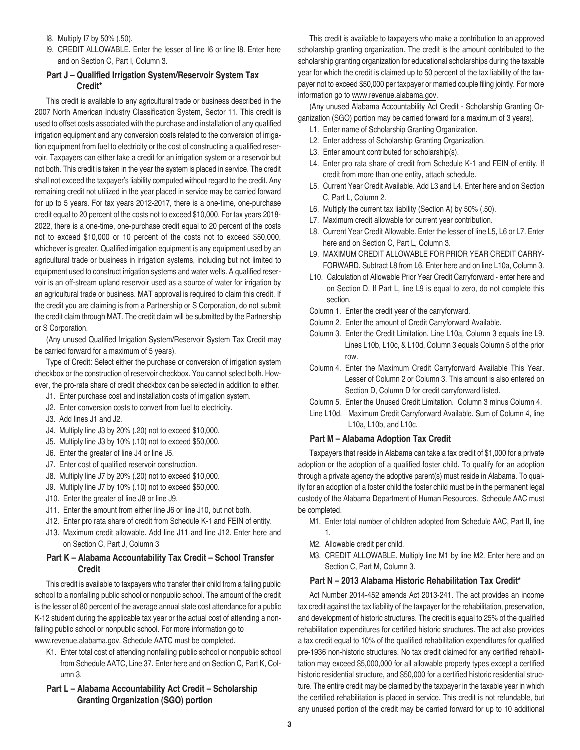- I8. Multiply I7 by 50% (.50).
- I9. CREDIT ALLOWABLE. Enter the lesser of line I6 or line I8. Enter here and on Section C, Part I, Column 3.

### Part J – Qualified Irrigation System/Reservoir System Tax Credit*

This credit is available to any agricultural trade or business described in the 2007 North American Industry Classification System, Sector 11. This credit is used to offset costs associated with the purchase and installation of any qualified irrigation equipment and any conversion costs related to the conversion of irrigation equipment from fuel to electricity or the cost of constructing a qualified reservoir. Taxpayers can either take a credit for an irrigation system or a reservoir but not both. This credit is taken in the year the system is placed in service. The credit shall not exceed the taxpayer's liability computed without regard to the credit. Any remaining credit not utilized in the year placed in service may be carried forward for up to 5 years. For tax years 2012-2017, there is a one-time, one-purchase credit equal to 20 percent of the costs not to exceed $10,000. For tax years 2018-2022, there is a one-time, one-purchase credit equal to 20 percent of the costs not to exceed $10,000 or 10 percent of the costs not to exceed $50,000, whichever is greater. Qualified irrigation equipment is any equipment used by an agricultural trade or business in irrigation systems, including but not limited to equipment used to construct irrigation systems and water wells. A qualified reservoir is an off-stream upland reservoir used as a source of water for irrigation by an agricultural trade or business. MAT approval is required to claim this credit. If the credit you are claiming is from a Partnership or S Corporation, do not submit the credit claim through MAT. The credit claim will be submitted by the Partnership or S Corporation.

(Any unused Qualified Irrigation System/Reservoir System Tax Credit may be carried forward for a maximum of 5 years).

Type of Credit: Select either the purchase or conversion of irrigation system checkbox or the construction of reservoir checkbox. You cannot select both. However, the pro-rata share of credit checkbox can be selected in addition to either.

- J1. Enter purchase cost and installation costs of irrigation system.
- J2. Enter conversion costs to convert from fuel to electricity.
- J3. Add lines J1 and J2.
- J4. Multiply line J3 by 20% (.20) not to exceed $10,000.
- J5. Multiply line J3 by 10% (.10) not to exceed $50,000.
- J6. Enter the greater of line J4 or line J5.
- J7. Enter cost of qualified reservoir construction.
- J8. Multiply line J7 by 20% (.20) not to exceed $10,000.
- J9. Multiply line J7 by 10% (.10) not to exceed $50,000.
- J10. Enter the greater of line J8 or line J9.
- J11. Enter the amount from either line J6 or line J10, but not both.
- J12. Enter pro rata share of credit from Schedule K-1 and FEIN of entity.
- J13. Maximum credit allowable. Add line J11 and line J12. Enter here and on Section C, Part J, Column 3

### Part K – Alabama Accountability Tax Credit – School Transfer Credit

This credit is available to taxpayers who transfer their child from a failing public school to a nonfailing public school or nonpublic school. The amount of the credit is the lesser of 80 percent of the average annual state cost attendance for a public K-12 student during the applicable tax year or the actual cost of attending a nonfailing public school or nonpublic school. For more information go to www.revenue.alabama.gov. Schedule AATC must be completed.

- K1. Enter total cost of attending nonfailing public school or nonpublic school from Schedule AATC, Line 37. Enter here and on Section C, Part K, Column 3.

### Part L – Alabama Accountability Act Credit – Scholarship Granting Organization (SGO) portion

This credit is available to taxpayers who make a contribution to an approved scholarship granting organization. The credit is the amount contributed to the scholarship granting organization for educational scholarships during the taxable year for which the credit is claimed up to 50 percent of the tax liability of the taxpayer not to exceed $50,000 per taxpayer or married couple filing jointly. For more information go to www.revenue.alabama.gov.

(Any unused Alabama Accountability Act Credit - Scholarship Granting Organization (SGO) portion may be carried forward for a maximum of 3 years).

- L1. Enter name of Scholarship Granting Organization.
- L2. Enter address of Scholarship Granting Organization.
- L3. Enter amount contributed for scholarship(s).
- L4. Enter pro rata share of credit from Schedule K-1 and FEIN of entity. If credit from more than one entity, attach schedule.
- L5. Current Year Credit Available. Add L3 and L4. Enter here and on Section C, Part L, Column 2.
- L6. Multiply the current tax liability (Section A) by 50% (.50).
- L7. Maximum credit allowable for current year contribution.
- L8. Current Year Credit Allowable. Enter the lesser of line L5, L6 or L7. Enter here and on Section C, Part L, Column 3.
- L9. MAXIMUM CREDIT ALLOWABLE FOR PRIOR YEAR CREDIT CARRYFORWARD. Subtract L8 from L6. Enter here and on line L10a, Column 3.
- L10. Calculation of Allowable Prior Year Credit Carryforward - enter here and on Section D. If Part L, line L9 is equal to zero, do not complete this section.

Column 1. Enter the credit year of the carryforward.

Column 2. Enter the amount of Credit Carryforward Available.

Column 3. Enter the Credit Limitation. Line L10a, Column 3 equals line L9. Lines L10b, L10c, & L10d, Column 3 equals Column 5 of the prior row.

Column 4. Enter the Maximum Credit Carryforward Available This Year. Lesser of Column 2 or Column 3. This amount is also entered on Section D, Column D for credit carryforward listed.

Column 5. Enter the Unused Credit Limitation. Column 3 minus Column 4.

Line L10d. Maximum Credit Carryforward Available. Sum of Column 4, line L10a, L10b, and L10c.

### Part M – Alabama Adoption Tax Credit

Taxpayers that reside in Alabama can take a tax credit of $1,000 for a private adoption or the adoption of a qualified foster child. To qualify for an adoption through a private agency the adoptive parent(s) must reside in Alabama. To qualify for an adoption of a foster child the foster child must be in the permanent legal custody of the Alabama Department of Human Resources. Schedule AAC must be completed.

- M1. Enter total number of children adopted from Schedule AAC, Part II, line 1.
- M2. Allowable credit per child.
- M3. CREDIT ALLOWABLE. Multiply line M1 by line M2. Enter here and on Section C, Part M, Column 3.

### Part N – 2013 Alabama Historic Rehabilitation Tax Credit*

Act Number 2014-452 amends Act 2013-241. The act provides an income tax credit against the tax liability of the taxpayer for the rehabilitation, preservation, and development of historic structures. The credit is equal to 25% of the qualified rehabilitation expenditures for certified historic structures. The act also provides a tax credit equal to 10% of the qualified rehabilitation expenditures for qualified pre-1936 non-historic structures. No tax credit claimed for any certified rehabilitation may exceed $5,000,000 for all allowable property types except a certified historic residential structure, and $50,000 for a certified historic residential structure. The entire credit may be claimed by the taxpayer in the taxable year in which the certified rehabilitation is placed in service. This credit is not refundable, but any unused portion of the credit may be carried forward for up to 10 additional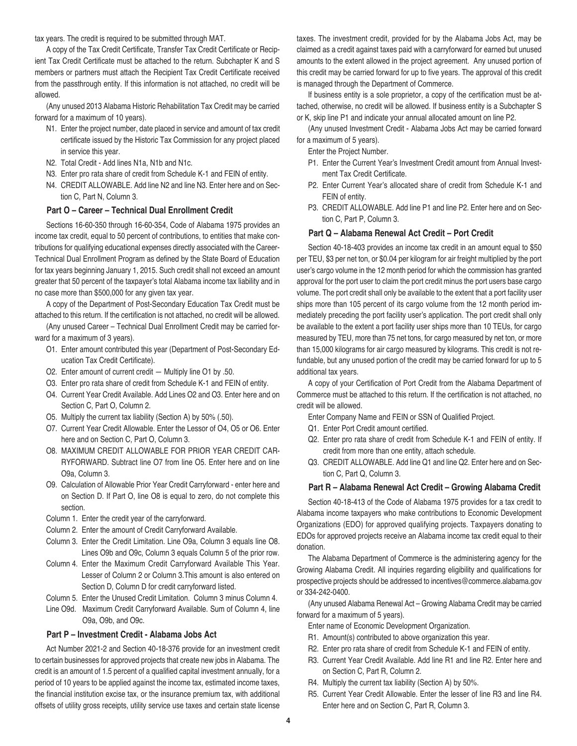tax years. The credit is required to be submitted through MAT.

A copy of the Tax Credit Certificate, Transfer Tax Credit Certificate or Recipient Tax Credit Certificate must be attached to the return. Subchapter K and S members or partners must attach the Recipient Tax Credit Certificate received from the passthrough entity. If this information is not attached, no credit will be allowed.

(Any unused 2013 Alabama Historic Rehabilitation Tax Credit may be carried forward for a maximum of 10 years).

- N1. Enter the project number, date placed in service and amount of tax credit certificate issued by the Historic Tax Commission for any project placed in service this year.
- N2. Total Credit - Add lines N1a, N1b and N1c.
- N3. Enter pro rata share of credit from Schedule K-1 and FEIN of entity.
- N4. CREDIT ALLOWABLE. Add line N2 and line N3. Enter here and on Section C, Part N, Column 3.

### Part O – Career – Technical Dual Enrollment Credit

Sections 16-60-350 through 16-60-354, Code of Alabama 1975 provides an income tax credit, equal to 50 percent of contributions, to entities that make contributions for qualifying educational expenses directly associated with the Career-Technical Dual Enrollment Program as defined by the State Board of Education for tax years beginning January 1, 2015. Such credit shall not exceed an amount greater that 50 percent of the taxpayer's total Alabama income tax liability and in no case more than $500,000 for any given tax year.

A copy of the Department of Post-Secondary Education Tax Credit must be attached to this return. If the certification is not attached, no credit will be allowed.

(Any unused Career – Technical Dual Enrollment Credit may be carried forward for a maximum of 3 years).

- O1. Enter amount contributed this year (Department of Post-Secondary Education Tax Credit Certificate).
- O2. Enter amount of current credit — Multiply line O1 by .50.
- O3. Enter pro rata share of credit from Schedule K-1 and FEIN of entity.
- O4. Current Year Credit Available. Add Lines O2 and O3. Enter here and on Section C, Part O, Column 2.
- O5. Multiply the current tax liability (Section A) by 50% (.50).
- O7. Current Year Credit Allowable. Enter the Lessor of O4, O5 or O6. Enter here and on Section C, Part O, Column 3.
- O8. MAXIMUM CREDIT ALLOWABLE FOR PRIOR YEAR CREDIT CARRYFORWARD. Subtract line O7 from line O5. Enter here and on line O9a, Column 3.
- O9. Calculation of Allowable Prior Year Credit Carryforward - enter here and on Section D. If Part O, line O8 is equal to zero, do not complete this section.

Column 1. Enter the credit year of the carryforward.

Column 2. Enter the amount of Credit Carryforward Available.

Column 3. Enter the Credit Limitation. Line O9a, Column 3 equals line O8. Lines O9b and O9c, Column 3 equals Column 5 of the prior row.

Column 4. Enter the Maximum Credit Carryforward Available This Year. Lesser of Column 2 or Column 3.This amount is also entered on Section D, Column D for credit carryforward listed.

Column 5. Enter the Unused Credit Limitation. Column 3 minus Column 4.

Line O9d. Maximum Credit Carryforward Available. Sum of Column 4, line O9a, O9b, and O9c.

### Part P – Investment Credit - Alabama Jobs Act

Act Number 2021-2 and Section 40-18-376 provide for an investment credit to certain businesses for approved projects that create new jobs in Alabama. The credit is an amount of 1.5 percent of a qualified capital investment annually, for a period of 10 years to be applied against the income tax, estimated income taxes, the financial institution excise tax, or the insurance premium tax, with additional offsets of utility gross receipts, utility service use taxes and certain state license taxes. The investment credit, provided for by the Alabama Jobs Act, may be claimed as a credit against taxes paid with a carryforward for earned but unused amounts to the extent allowed in the project agreement. Any unused portion of this credit may be carried forward for up to five years. The approval of this credit is managed through the Department of Commerce.

If business entity is a sole proprietor, a copy of the certification must be attached, otherwise, no credit will be allowed. If business entity is a Subchapter S or K, skip line P1 and indicate your annual allocated amount on line P2.

(Any unused Investment Credit - Alabama Jobs Act may be carried forward for a maximum of 5 years).

Enter the Project Number.

- P1. Enter the Current Year's Investment Credit amount from Annual Investment Tax Credit Certificate.
- P2. Enter Current Year's allocated share of credit from Schedule K-1 and FEIN of entity.
- P3. CREDIT ALLOWABLE. Add line P1 and line P2. Enter here and on Section C, Part P, Column 3.

### Part Q – Alabama Renewal Act Credit – Port Credit

Section 40-18-403 provides an income tax credit in an amount equal to $50 per TEU, $3 per net ton, or $0.04 per kilogram for air freight multiplied by the port user's cargo volume in the 12 month period for which the commission has granted approval for the port user to claim the port credit minus the port users base cargo volume. The port credit shall only be available to the extent that a port facility user ships more than 105 percent of its cargo volume from the 12 month period immediately preceding the port facility user's application. The port credit shall only be available to the extent a port facility user ships more than 10 TEUs, for cargo measured by TEU, more than 75 net tons, for cargo measured by net ton, or more than 15,000 kilograms for air cargo measured by kilograms. This credit is not refundable, but any unused portion of the credit may be carried forward for up to 5 additional tax years.

A copy of your Certification of Port Credit from the Alabama Department of Commerce must be attached to this return. If the certification is not attached, no credit will be allowed.

Enter Company Name and FEIN or SSN of Qualified Project.

- Q1. Enter Port Credit amount certified.
- Q2. Enter pro rata share of credit from Schedule K-1 and FEIN of entity. If credit from more than one entity, attach schedule.
- Q3. CREDIT ALLOWABLE. Add line Q1 and line Q2. Enter here and on Section C, Part Q, Column 3.

### Part R – Alabama Renewal Act Credit – Growing Alabama Credit

Section 40-18-413 of the Code of Alabama 1975 provides for a tax credit to Alabama income taxpayers who make contributions to Economic Development Organizations (EDO) for approved qualifying projects. Taxpayers donating to EDOs for approved projects receive an Alabama income tax credit equal to their donation.

The Alabama Department of Commerce is the administering agency for the Growing Alabama Credit. All inquiries regarding eligibility and qualifications for prospective projects should be addressed to incentives@commerce.alabama.gov or 334-242-0400.

(Any unused Alabama Renewal Act – Growing Alabama Credit may be carried forward for a maximum of 5 years).

Enter name of Economic Development Organization.

- R1. Amount(s) contributed to above organization this year.
- R2. Enter pro rata share of credit from Schedule K-1 and FEIN of entity.
- R3. Current Year Credit Available. Add line R1 and line R2. Enter here and on Section C, Part R, Column 2.
- R4. Multiply the current tax liability (Section A) by 50%.
- R5. Current Year Credit Allowable. Enter the lesser of line R3 and line R4. Enter here and on Section C, Part R, Column 3.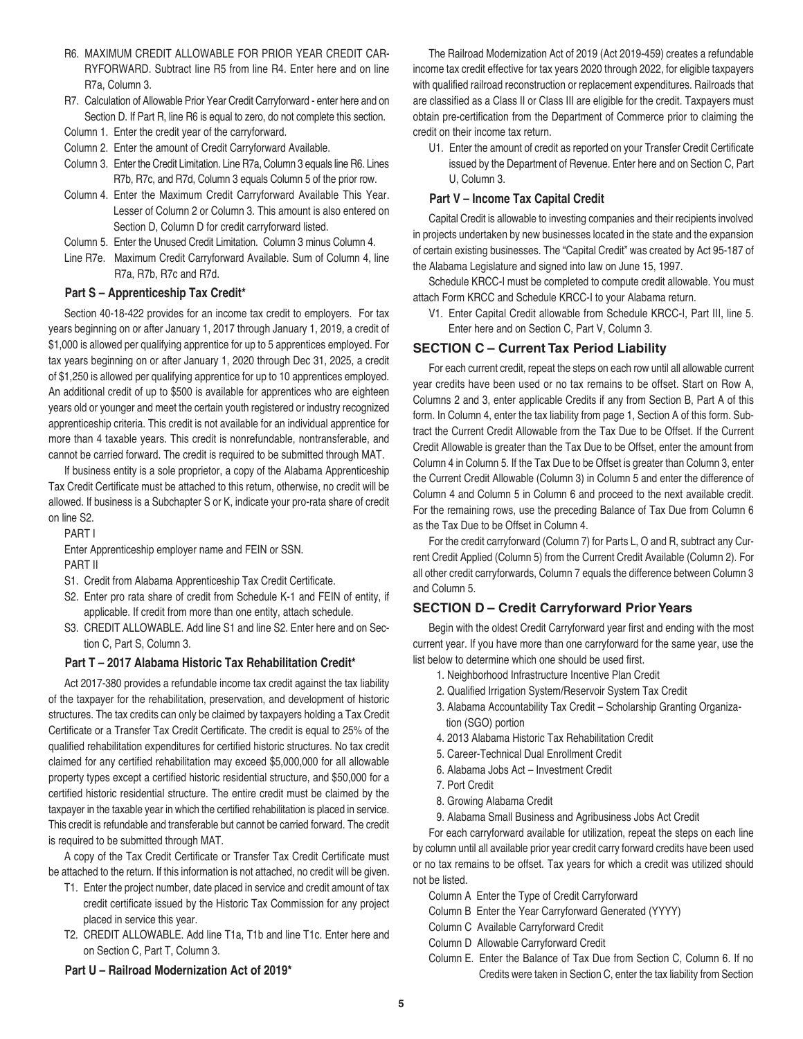R6. MAXIMUM CREDIT ALLOWABLE FOR PRIOR YEAR CREDIT CARRYFORWARD. Subtract line R5 from line R4. Enter here and on line R7a, Column 3.

R7. Calculation of Allowable Prior Year Credit Carryforward - enter here and on Section D. If Part R, line R6 is equal to zero, do not complete this section.

Column 1. Enter the credit year of the carryforward.

Column 2. Enter the amount of Credit Carryforward Available.

Column 3. Enter the Credit Limitation. Line R7a, Column 3 equals line R6. Lines R7b, R7c, and R7d, Column 3 equals Column 5 of the prior row.

Column 4. Enter the Maximum Credit Carryforward Available This Year. Lesser of Column 2 or Column 3. This amount is also entered on Section D, Column D for credit carryforward listed.

Column 5. Enter the Unused Credit Limitation. Column 3 minus Column 4.

Line R7e. Maximum Credit Carryforward Available. Sum of Column 4, line R7a, R7b, R7c and R7d.

### Part S – Apprenticeship Tax Credit*

Section 40-18-422 provides for an income tax credit to employers. For tax years beginning on or after January 1, 2017 through January 1, 2019, a credit of $1,000 is allowed per qualifying apprentice for up to 5 apprentices employed. For tax years beginning on or after January 1, 2020 through Dec 31, 2025, a credit of $1,250 is allowed per qualifying apprentice for up to 10 apprentices employed. An additional credit of up to $500 is available for apprentices who are eighteen years old or younger and meet the certain youth registered or industry recognized apprenticeship criteria. This credit is not available for an individual apprentice for more than 4 taxable years. This credit is nonrefundable, nontransferable, and cannot be carried forward. The credit is required to be submitted through MAT.

If business entity is a sole proprietor, a copy of the Alabama Apprenticeship Tax Credit Certificate must be attached to this return, otherwise, no credit will be allowed. If business is a Subchapter S or K, indicate your pro-rata share of credit on line S2.

PART I

Enter Apprenticeship employer name and FEIN or SSN.

PART II

S1. Credit from Alabama Apprenticeship Tax Credit Certificate.

S2. Enter pro rata share of credit from Schedule K-1 and FEIN of entity, if applicable. If credit from more than one entity, attach schedule.

S3. CREDIT ALLOWABLE. Add line S1 and line S2. Enter here and on Section C, Part S, Column 3.

### Part T – 2017 Alabama Historic Tax Rehabilitation Credit*

Act 2017-380 provides a refundable income tax credit against the tax liability of the taxpayer for the rehabilitation, preservation, and development of historic structures. The tax credits can only be claimed by taxpayers holding a Tax Credit Certificate or a Transfer Tax Credit Certificate. The credit is equal to 25% of the qualified rehabilitation expenditures for certified historic structures. No tax credit claimed for any certified rehabilitation may exceed $5,000,000 for all allowable property types except a certified historic residential structure, and $50,000 for a certified historic residential structure. The entire credit must be claimed by the taxpayer in the taxable year in which the certified rehabilitation is placed in service. This credit is refundable and transferable but cannot be carried forward. The credit is required to be submitted through MAT.

A copy of the Tax Credit Certificate or Transfer Tax Credit Certificate must be attached to the return. If this information is not attached, no credit will be given.

T1. Enter the project number, date placed in service and credit amount of tax credit certificate issued by the Historic Tax Commission for any project placed in service this year.

T2. CREDIT ALLOWABLE. Add line T1a, T1b and line T1c. Enter here and on Section C, Part T, Column 3.

### Part U – Railroad Modernization Act of 2019*

The Railroad Modernization Act of 2019 (Act 2019-459) creates a refundable income tax credit effective for tax years 2020 through 2022, for eligible taxpayers with qualified railroad reconstruction or replacement expenditures. Railroads that are classified as a Class II or Class III are eligible for the credit. Taxpayers must obtain pre-certification from the Department of Commerce prior to claiming the credit on their income tax return.

U1. Enter the amount of credit as reported on your Transfer Credit Certificate issued by the Department of Revenue. Enter here and on Section C, Part U, Column 3.

### Part V – Income Tax Capital Credit

Capital Credit is allowable to investing companies and their recipients involved in projects undertaken by new businesses located in the state and the expansion of certain existing businesses. The "Capital Credit" was created by Act 95-187 of the Alabama Legislature and signed into law on June 15, 1997.

Schedule KRCC-I must be completed to compute credit allowable. You must attach Form KRCC and Schedule KRCC-I to your Alabama return.

V1. Enter Capital Credit allowable from Schedule KRCC-I, Part III, line 5. Enter here and on Section C, Part V, Column 3.

## SECTION C – Current Tax Period Liability

For each current credit, repeat the steps on each row until all allowable current year credits have been used or no tax remains to be offset. Start on Row A, Columns 2 and 3, enter applicable Credits if any from Section B, Part A of this form. In Column 4, enter the tax liability from page 1, Section A of this form. Subtract the Current Credit Allowable from the Tax Due to be Offset. If the Current Credit Allowable is greater than the Tax Due to be Offset, enter the amount from Column 4 in Column 5. If the Tax Due to be Offset is greater than Column 3, enter the Current Credit Allowable (Column 3) in Column 5 and enter the difference of Column 4 and Column 5 in Column 6 and proceed to the next available credit. For the remaining rows, use the preceding Balance of Tax Due from Column 6 as the Tax Due to be Offset in Column 4.

For the credit carryforward (Column 7) for Parts L, O and R, subtract any Current Credit Applied (Column 5) from the Current Credit Available (Column 2). For all other credit carryforwards, Column 7 equals the difference between Column 3 and Column 5.

## SECTION D – Credit Carryforward Prior Years

Begin with the oldest Credit Carryforward year first and ending with the most current year. If you have more than one carryforward for the same year, use the list below to determine which one should be used first.

1. Neighborhood Infrastructure Incentive Plan Credit
2. Qualified Irrigation System/Reservoir System Tax Credit
3. Alabama Accountability Tax Credit – Scholarship Granting Organization (SGO) portion
4. 2013 Alabama Historic Tax Rehabilitation Credit
5. Career-Technical Dual Enrollment Credit
6. Alabama Jobs Act – Investment Credit
7. Port Credit
8. Growing Alabama Credit
9. Alabama Small Business and Agribusiness Jobs Act Credit

For each carryforward available for utilization, repeat the steps on each line by column until all available prior year credit carry forward credits have been used or no tax remains to be offset. Tax years for which a credit was utilized should not be listed.

Column A Enter the Type of Credit Carryforward

Column B Enter the Year Carryforward Generated (YYYY)

Column C Available Carryforward Credit

Column D Allowable Carryforward Credit

Column E. Enter the Balance of Tax Due from Section C, Column 6. If no Credits were taken in Section C, enter the tax liability from Section